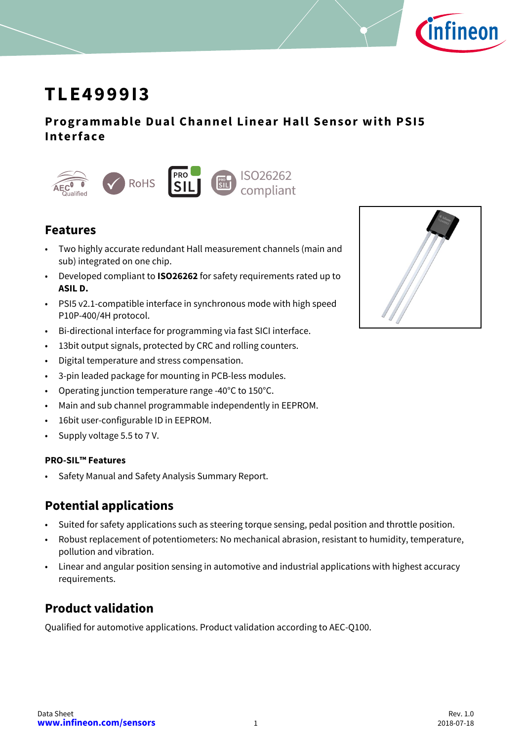# TLE4999I3

## Programmable Dual Channel Linear Hall Sensor with PSI5 Interface

ISO26262 compliant

## Features

- Two highly accurate redundant Hall measurement channels (main and sub) integrated on one chip.
- Developed compliant to **ISO26262** for safety requirements rated up to **ASIL D.**
- PSI5 v2.1-compatible interface in synchronous mode with high speed P10P-400/4H protocol.
- Bi-directional interface for programming via fast SICI interface.
- 13bit output signals, protected by CRC and rolling counters.
- Digital temperature and stress compensation.
- 3-pin leaded package for mounting in PCB-less modules.
- Operating junction temperature range -40°C to 150°C.
- Main and sub channel programmable independently in EEPROM.
- 16bit user-configurable ID in EEPROM.
- Supply voltage 5.5 to 7 V.

**PRO-SIL™ Features**

- Safety Manual and Safety Analysis Summary Report.

## Potential applications

- Suited for safety applications such as steering torque sensing, pedal position and throttle position.
- Robust replacement of potentiometers: No mechanical abrasion, resistant to humidity, temperature, pollution and vibration.
- Linear and angular position sensing in automotive and industrial applications with highest accuracy requirements.

## Product validation

Qualified for automotive applications. Product validation according to AEC-Q100.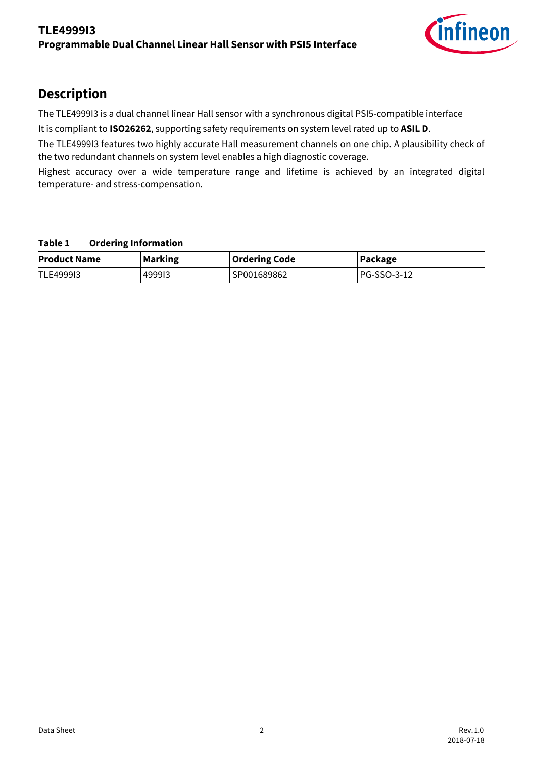## Description

The TLE4999I3 is a dual channel linear Hall sensor with a synchronous digital PSI5-compatible interface

It is compliant to **ISO26262**, supporting safety requirements on system level rated up to **ASIL D**.

The TLE4999I3 features two highly accurate Hall measurement channels on one chip. A plausibility check of the two redundant channels on system level enables a high diagnostic coverage.

Highest accuracy over a wide temperature range and lifetime is achieved by an integrated digital temperature- and stress-compensation.

**Table 1 Ordering Information**

| Product Name | Marking | Ordering Code | Package |
|---|---|---|---|
| TLE4999I3 | 4999I3 | SP001689862 | PG-SSO-3-12 |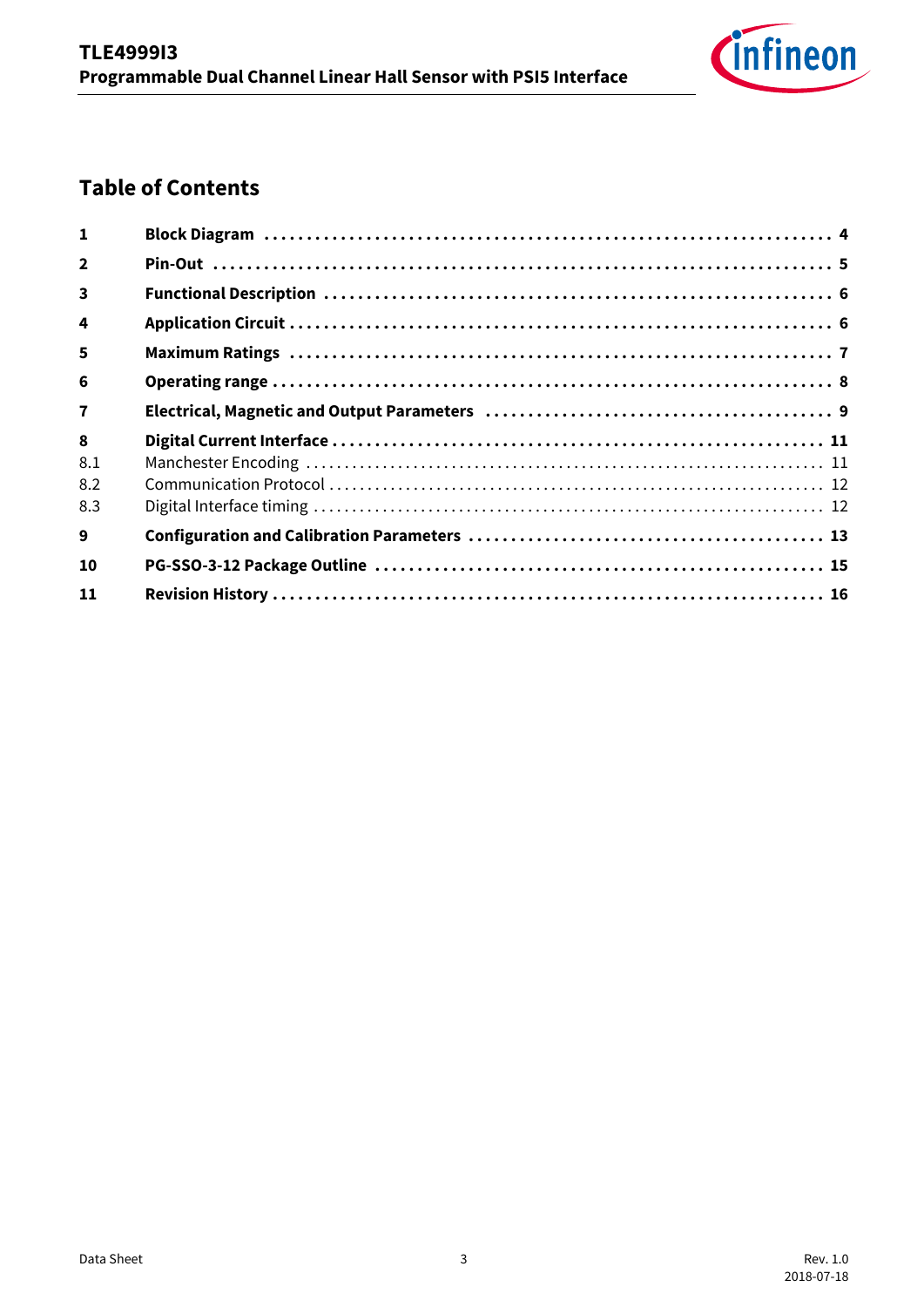## Table of Contents

| | | |
|---|---|---|
| **1** | **Block Diagram** | **4** |
| **2** | **Pin-Out** | **5** |
| **3** | **Functional Description** | **6** |
| **4** | **Application Circuit** | **6** |
| **5** | **Maximum Ratings** | **7** |
| **6** | **Operating range** | **8** |
| **7** | **Electrical, Magnetic and Output Parameters** | **9** |
| **8** | **Digital Current Interface** | **11** |
| 8.1 | Manchester Encoding | 11 |
| 8.2 | Communication Protocol | 12 |
| 8.3 | Digital Interface timing | 12 |
| **9** | **Configuration and Calibration Parameters** | **13** |
| **10** | **PG-SSO-3-12 Package Outline** | **15** |
| **11** | **Revision History** | **16** |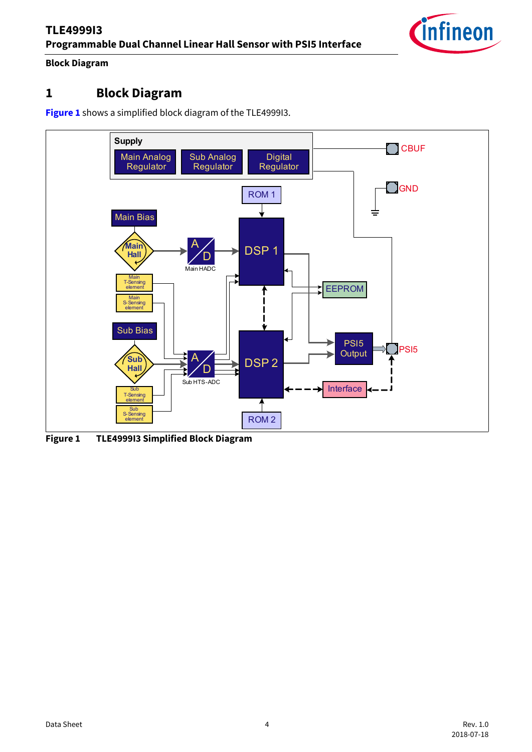# 1 Block Diagram

**Figure 1** shows a simplified block diagram of the TLE4999I3.

**Figure 1 TLE4999I3 Simplified Block Diagram**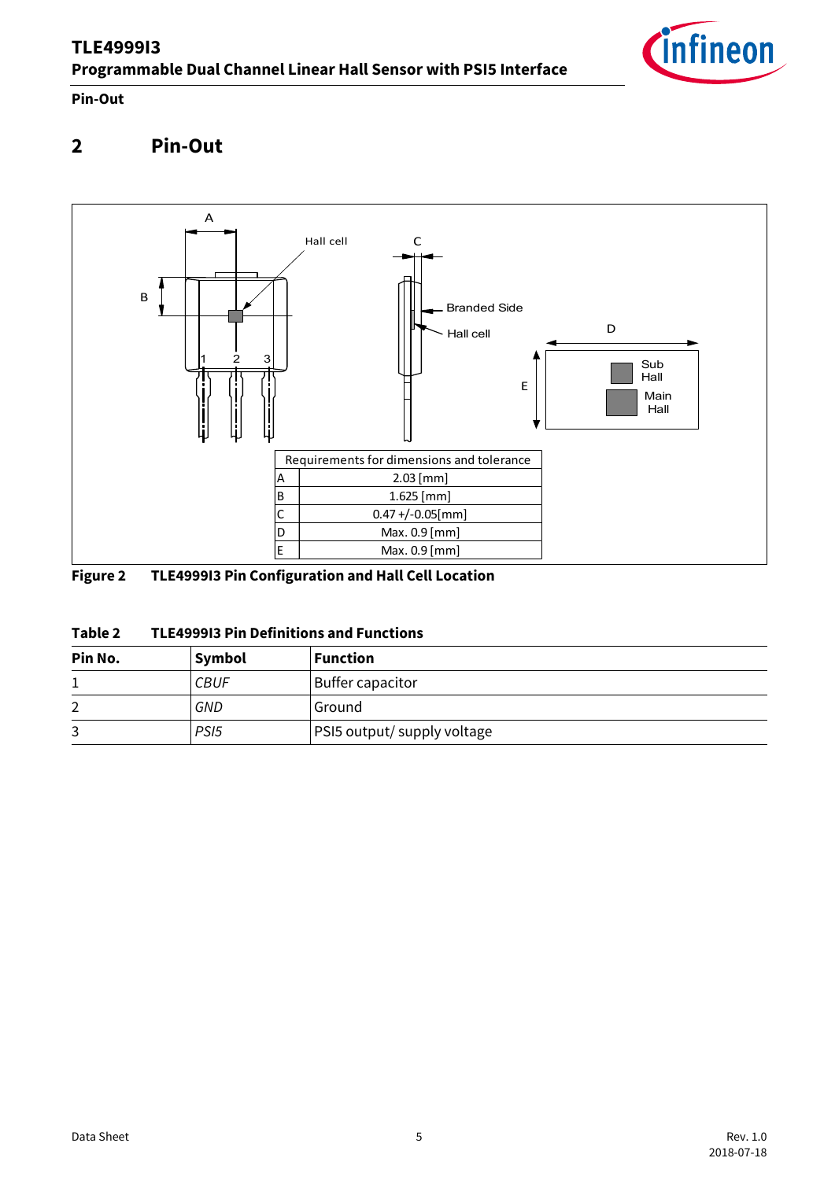## 2 Pin-Out

| | Requirements for dimensions and tolerance |
|---|---|
| A | 2.03 [mm] |
| B | 1.625 [mm] |
| C | 0.47 +/-0.05[mm] |
| D | Max. 0.9 [mm] |
| E | Max. 0.9 [mm] |

**Figure 2 TLE4999I3 Pin Configuration and Hall Cell Location**

**Table 2 TLE4999I3 Pin Definitions and Functions**

| Pin No. | Symbol | Function |
|---|---|---|
| 1 | *CBUF* | Buffer capacitor |
| 2 | *GND* | Ground |
| 3 | *PSI5* | PSI5 output/ supply voltage |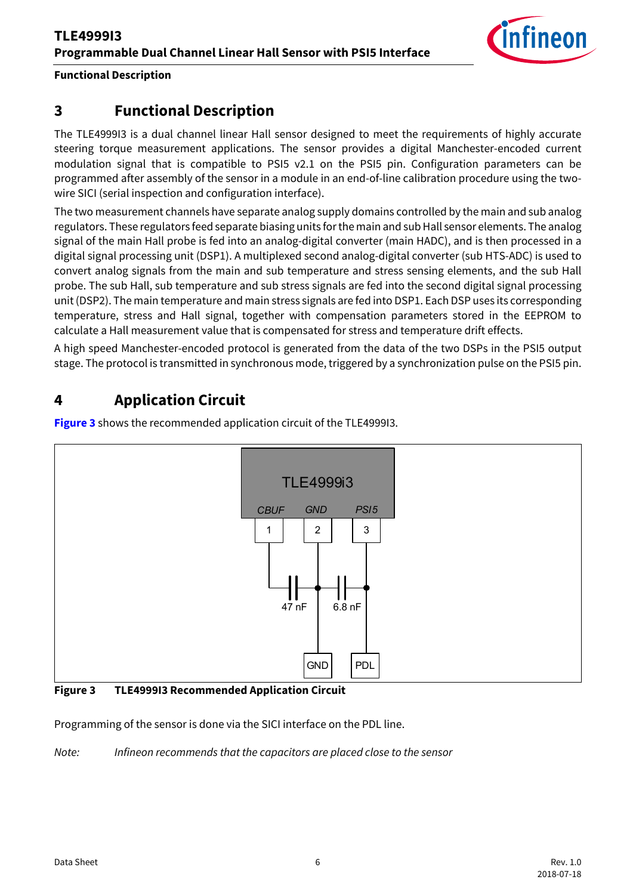# 3 Functional Description

The TLE4999I3 is a dual channel linear Hall sensor designed to meet the requirements of highly accurate steering torque measurement applications. The sensor provides a digital Manchester-encoded current modulation signal that is compatible to PSI5 v2.1 on the PSI5 pin. Configuration parameters can be programmed after assembly of the sensor in a module in an end-of-line calibration procedure using the two-wire SICI (serial inspection and configuration interface).

The two measurement channels have separate analog supply domains controlled by the main and sub analog regulators. These regulators feed separate biasing units for the main and sub Hall sensor elements. The analog signal of the main Hall probe is fed into an analog-digital converter (main HADC), and is then processed in a digital signal processing unit (DSP1). A multiplexed second analog-digital converter (sub HTS-ADC) is used to convert analog signals from the main and sub temperature and stress sensing elements, and the sub Hall probe. The sub Hall, sub temperature and sub stress signals are fed into the second digital signal processing unit (DSP2). The main temperature and main stress signals are fed into DSP1. Each DSP uses its corresponding temperature, stress and Hall signal, together with compensation parameters stored in the EEPROM to calculate a Hall measurement value that is compensated for stress and temperature drift effects.

A high speed Manchester-encoded protocol is generated from the data of the two DSPs in the PSI5 output stage. The protocol is transmitted in synchronous mode, triggered by a synchronization pulse on the PSI5 pin.

# 4 Application Circuit

**Figure 3** shows the recommended application circuit of the TLE4999I3.

TLE4999i3

CBUF 1 | GND 2 | PSI5 3

47 nF | 6.8 nF

GND | PDL

**Figure 3 TLE4999I3 Recommended Application Circuit**

Programming of the sensor is done via the SICI interface on the PDL line.

*Note: Infineon recommends that the capacitors are placed close to the sensor*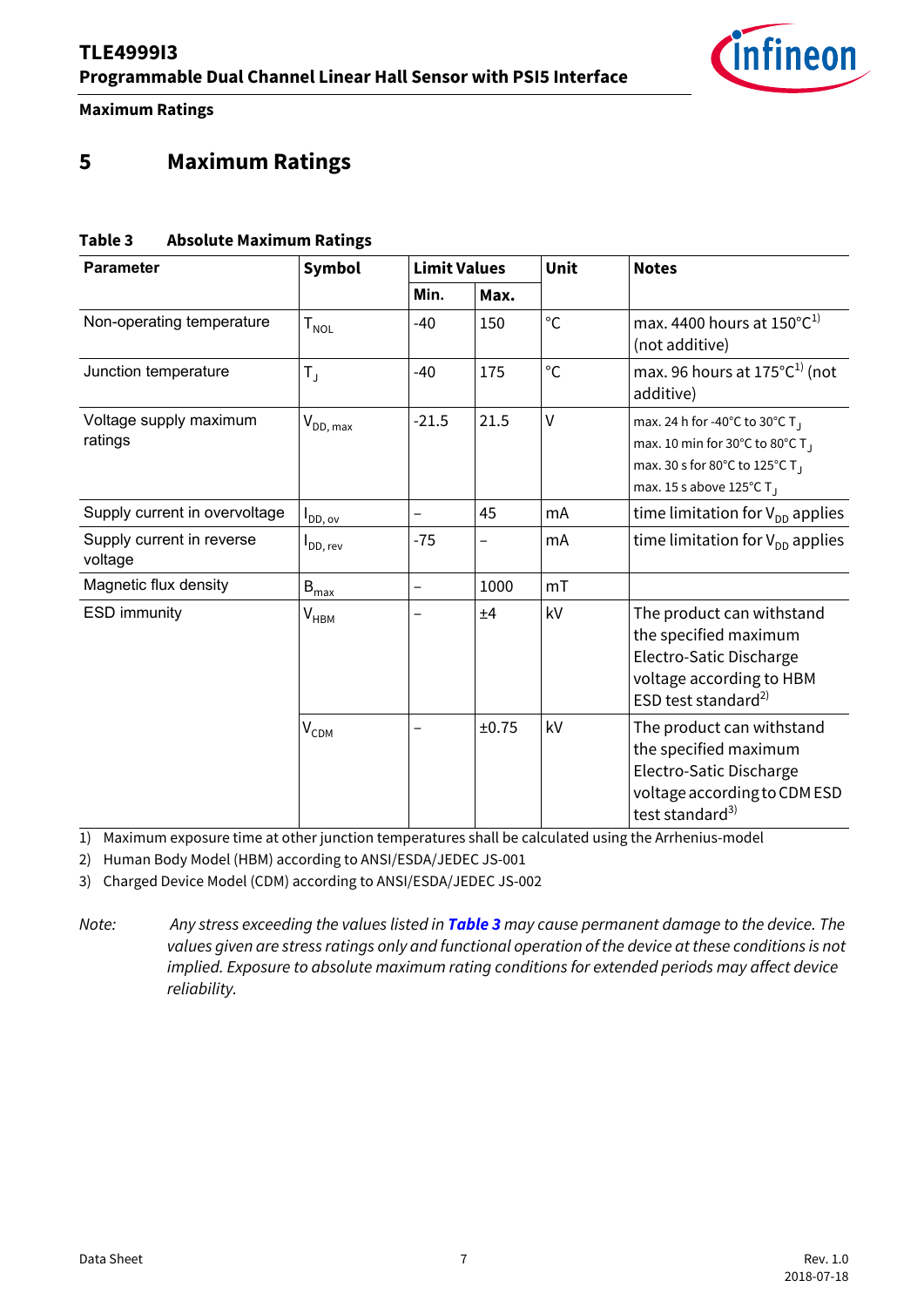# 5 Maximum Ratings

**Table 3 Absolute Maximum Ratings**

| Parameter | Symbol | Limit Values | | Unit | Notes |
|---|---|---|---|---|---|
| | | Min. | Max. | | |
| Non-operating temperature | $T_{NOL}$ | -40 | 150 | °C | max. 4400 hours at 150°C[1] (not additive) |
| Junction temperature | $T_J$ | -40 | 175 | °C | max. 96 hours at 175°C[1] (not additive) |
| Voltage supply maximum ratings | $V_{DD, max}$ | -21.5 | 21.5 | V | max. 24 h for -40°C to 30°C $T_J$<br>max. 10 min for 30°C to 80°C $T_J$<br>max. 30 s for 80°C to 125°C $T_J$<br>max. 15 s above 125°C $T_J$ |
| Supply current in overvoltage | $I_{DD, ov}$ | – | 45 | mA | time limitation for $V_{DD}$ applies |
| Supply current in reverse voltage | $I_{DD, rev}$ | -75 | – | mA | time limitation for $V_{DD}$ applies |
| Magnetic flux density | $B_{max}$ | – | 1000 | mT | |
| ESD immunity | $V_{HBM}$ | – | ±4 | kV | The product can withstand the specified maximum Electro-Satic Discharge voltage according to HBM ESD test standard[2] |
| | $V_{CDM}$ | – | ±0.75 | kV | The product can withstand the specified maximum Electro-Satic Discharge voltage according to CDM ESD test standard[3] |

1) Maximum exposure time at other junction temperatures shall be calculated using the Arrhenius-model

2) Human Body Model (HBM) according to ANSI/ESDA/JEDEC JS-001

3) Charged Device Model (CDM) according to ANSI/ESDA/JEDEC JS-002

*Note: Any stress exceeding the values listed in* ***Table 3*** *may cause permanent damage to the device. The values given are stress ratings only and functional operation of the device at these conditions is not implied. Exposure to absolute maximum rating conditions for extended periods may affect device reliability.*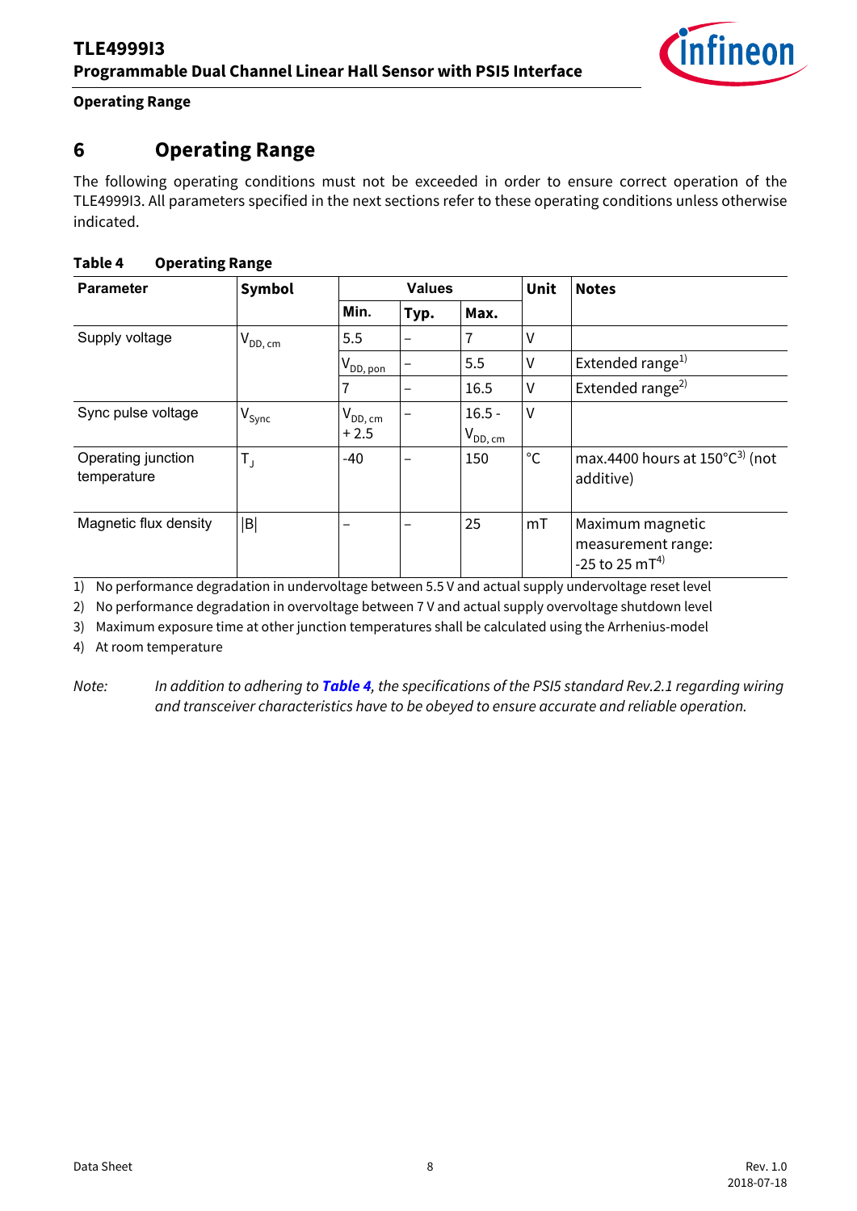**Operating Range**

# 6 Operating Range

The following operating conditions must not be exceeded in order to ensure correct operation of the TLE4999I3. All parameters specified in the next sections refer to these operating conditions unless otherwise indicated.

**Table 4 Operating Range**

| Parameter | Symbol | Values | | | Unit | Notes |
|---|---|---|---|---|---|---|
| | | Min. | Typ. | Max. | | |
| Supply voltage | $V_{DD, cm}$ | 5.5 | – | 7 | V | |
| | | $V_{DD, pon}$ | – | 5.5 | V | Extended range[1] |
| | | 7 | – | 16.5 | V | Extended range[2] |
| Sync pulse voltage | $V_{Sync}$ | $V_{DD, cm}$ + 2.5 | – | 16.5 - $V_{DD, cm}$ | V | |
| Operating junction temperature | $T_J$ | -40 | – | 150 | °C | max.4400 hours at 150°C[3] (not additive) |
| Magnetic flux density | \|B\| | – | – | 25 | mT | Maximum magnetic measurement range: -25 to 25 mT[4] |

1) No performance degradation in undervoltage between 5.5 V and actual supply undervoltage reset level
2) No performance degradation in overvoltage between 7 V and actual supply overvoltage shutdown level
3) Maximum exposure time at other junction temperatures shall be calculated using the Arrhenius-model
4) At room temperature

*Note: In addition to adhering to* ***Table 4****, the specifications of the PSI5 standard Rev.2.1 regarding wiring and transceiver characteristics have to be obeyed to ensure accurate and reliable operation.*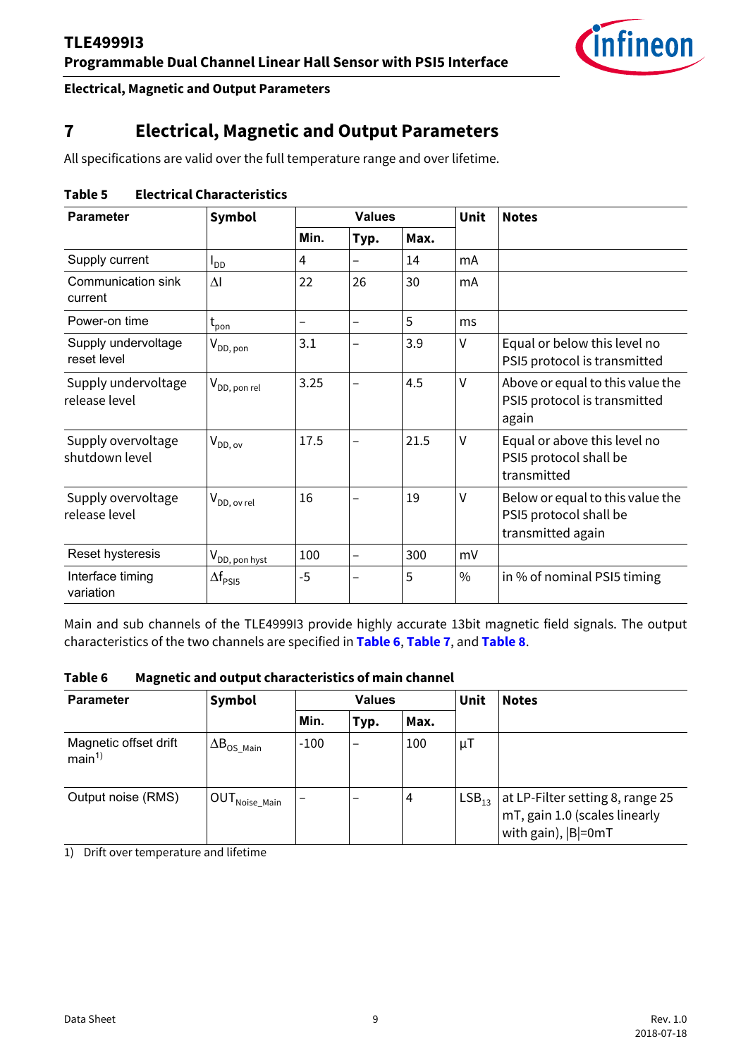# 7 Electrical, Magnetic and Output Parameters

All specifications are valid over the full temperature range and over lifetime.

**Table 5 Electrical Characteristics**

| Parameter | Symbol | Values | | | Unit | Notes |
|---|---|---|---|---|---|---|
| | | Min. | Typ. | Max. | | |
| Supply current | $I_{DD}$ | 4 | – | 14 | mA | |
| Communication sink current | $\Delta I$ | 22 | 26 | 30 | mA | |
| Power-on time | $t_{pon}$ | – | – | 5 | ms | |
| Supply undervoltage reset level | $V_{DD, pon}$ | 3.1 | – | 3.9 | V | Equal or below this level no PSI5 protocol is transmitted |
| Supply undervoltage release level | $V_{DD, pon\ rel}$ | 3.25 | – | 4.5 | V | Above or equal to this value the PSI5 protocol is transmitted again |
| Supply overvoltage shutdown level | $V_{DD, ov}$ | 17.5 | – | 21.5 | V | Equal or above this level no PSI5 protocol shall be transmitted |
| Supply overvoltage release level | $V_{DD, ov\ rel}$ | 16 | – | 19 | V | Below or equal to this value the PSI5 protocol shall be transmitted again |
| Reset hysteresis | $V_{DD, pon\ hyst}$ | 100 | – | 300 | mV | |
| Interface timing variation | $\Delta f_{PSI5}$ | -5 | – | 5 | % | in % of nominal PSI5 timing |

Main and sub channels of the TLE4999I3 provide highly accurate 13bit magnetic field signals. The output characteristics of the two channels are specified in **Table 6**, **Table 7**, and **Table 8**.

**Table 6 Magnetic and output characteristics of main channel**

| Parameter | Symbol | Values | | | Unit | Notes |
|---|---|---|---|---|---|---|
| | | Min. | Typ. | Max. | | |
| Magnetic offset drift main[1] | $\Delta B_{OS\_Main}$ | -100 | – | 100 | µT | |
| Output noise (RMS) | $OUT_{Noise\_Main}$ | – | – | 4 | $LSB_{13}$ | at LP-Filter setting 8, range 25 mT, gain 1.0 (scales linearly with gain), \|B\|=0mT |

1) Drift over temperature and lifetime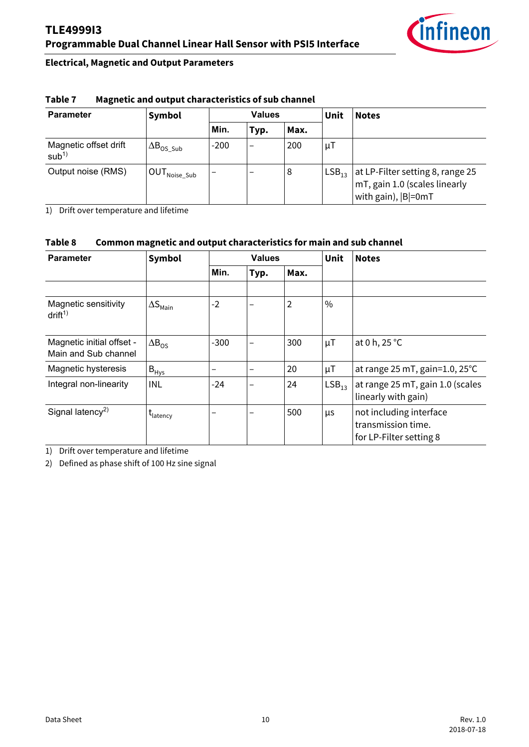## Electrical, Magnetic and Output Parameters

**Table 7 Magnetic and output characteristics of sub channel**

| Parameter | Symbol | Values | | | Unit | Notes |
|---|---|---|---|---|---|---|
| | | Min. | Typ. | Max. | | |
| Magnetic offset drift sub[1] | $\Delta B_{OS\_Sub}$ | -200 | – | 200 | µT | |
| Output noise (RMS) | $OUT_{Noise\_Sub}$ | – | – | 8 | $LSB_{13}$ | at LP-Filter setting 8, range 25 mT, gain 1.0 (scales linearly with gain), \|B\|=0mT |

1) Drift over temperature and lifetime

**Table 8 Common magnetic and output characteristics for main and sub channel**

| Parameter | Symbol | Values | | | Unit | Notes |
|---|---|---|---|---|---|---|
| | | Min. | Typ. | Max. | | |
| | | | | | | |
| Magnetic sensitivity drift[1] | $\Delta S_{Main}$ | -2 | – | 2 | % | |
| Magnetic initial offset - Main and Sub channel | $\Delta B_{OS}$ | -300 | – | 300 | µT | at 0 h, 25 °C |
| Magnetic hysteresis | $B_{Hys}$ | – | – | 20 | µT | at range 25 mT, gain=1.0, 25°C |
| Integral non-linearity | INL | -24 | – | 24 | $LSB_{13}$ | at range 25 mT, gain 1.0 (scales linearly with gain) |
| Signal latency[2] | $t_{latency}$ | – | – | 500 | µs | not including interface transmission time. for LP-Filter setting 8 |

1) Drift over temperature and lifetime

2) Defined as phase shift of 100 Hz sine signal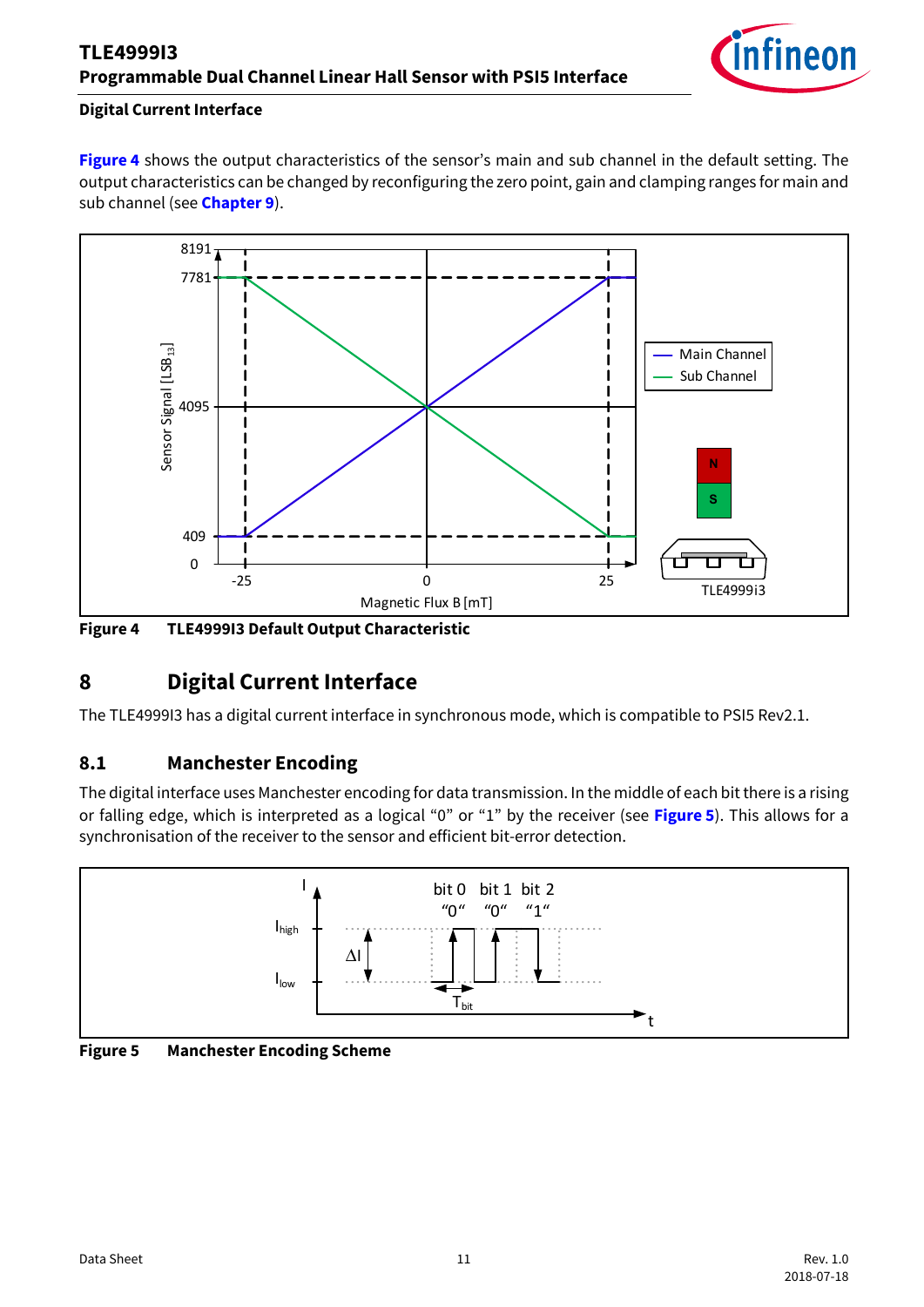**Digital Current Interface**

**Figure 4** shows the output characteristics of the sensor's main and sub channel in the default setting. The output characteristics can be changed by reconfiguring the zero point, gain and clamping ranges for main and sub channel (see **Chapter 9**).

**Figure 4 TLE4999I3 Default Output Characteristic**

# 8 Digital Current Interface

The TLE4999I3 has a digital current interface in synchronous mode, which is compatible to PSI5 Rev2.1.

## 8.1 Manchester Encoding

The digital interface uses Manchester encoding for data transmission. In the middle of each bit there is a rising or falling edge, which is interpreted as a logical "0" or "1" by the receiver (see **Figure 5**). This allows for a synchronisation of the receiver to the sensor and efficient bit-error detection.

**Figure 5 Manchester Encoding Scheme**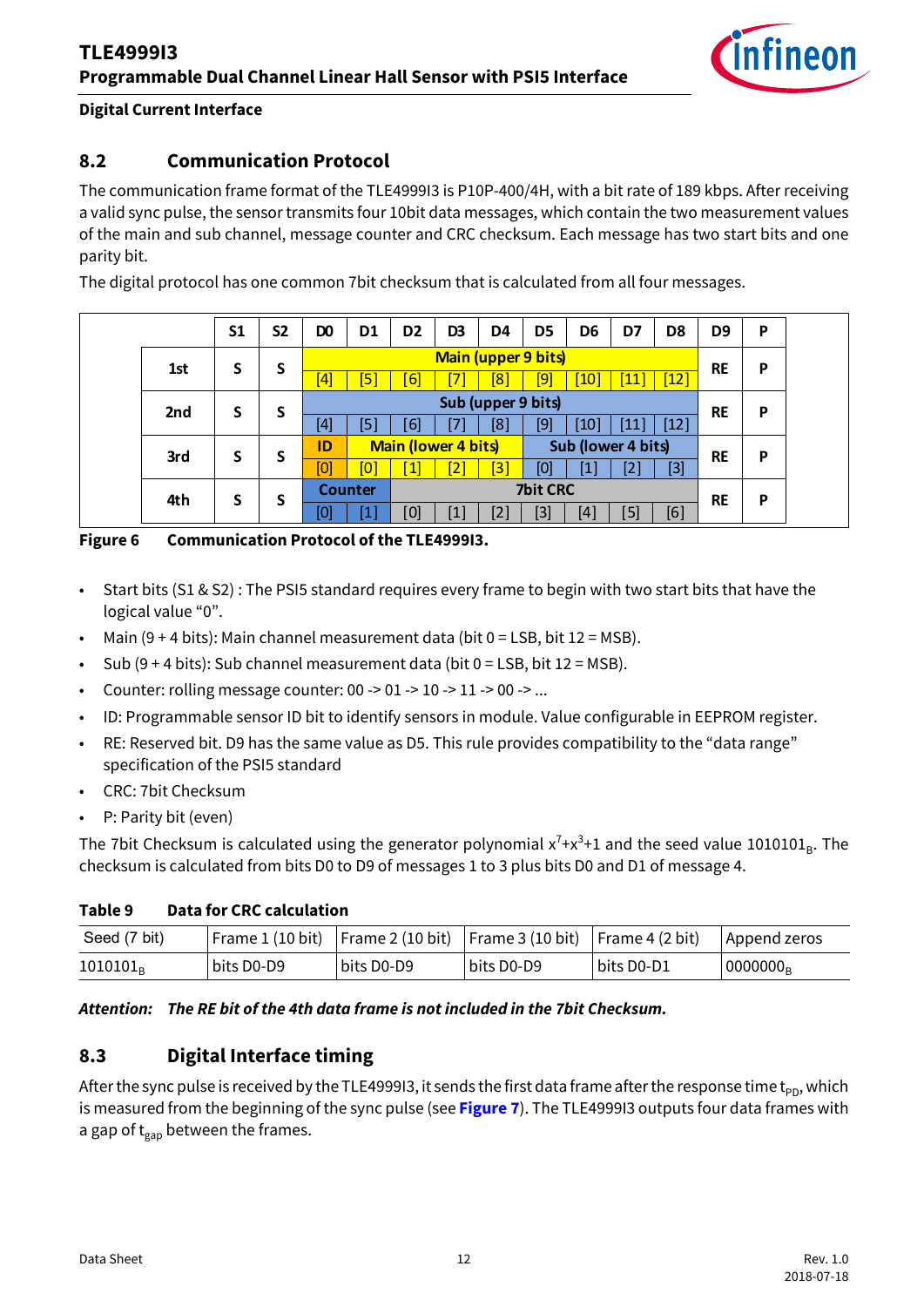## Digital Current Interface

## 8.2 Communication Protocol

The communication frame format of the TLE4999I3 is P10P-400/4H, with a bit rate of 189 kbps. After receiving a valid sync pulse, the sensor transmits four 10bit data messages, which contain the two measurement values of the main and sub channel, message counter and CRC checksum. Each message has two start bits and one parity bit.

The digital protocol has one common 7bit checksum that is calculated from all four messages.

| | S1 | S2 | D0 | D1 | D2 | D3 | D4 | D5 | D6 | D7 | D8 | D9 | P |
|---|---|---|---|---|---|---|---|---|---|---|---|---|---|
| 1st | S | S | Main (upper 9 bits) | | | | | | | | | RE | P |
| | | | [4] | [5] | [6] | [7] | [8] | [9] | [10] | [11] | [12] | | |
| 2nd | S | S | Sub (upper 9 bits) | | | | | | | | | RE | P |
| | | | [4] | [5] | [6] | [7] | [8] | [9] | [10] | [11] | [12] | | |
| 3rd | S | S | ID | Main (lower 4 bits) | | | | Sub (lower 4 bits) | | | | RE | P |
| | | | [0] | [0] | [1] | [2] | [3] | [0] | [1] | [2] | [3] | | |
| 4th | S | S | Counter | | 7bit CRC | | | | | | | RE | P |
| | | | [0] | [1] | [0] | [1] | [2] | [3] | [4] | [5] | [6] | | |

**Figure 6 Communication Protocol of the TLE4999I3.**

- Start bits (S1 & S2) : The PSI5 standard requires every frame to begin with two start bits that have the logical value “0”.
- Main (9 + 4 bits): Main channel measurement data (bit 0 = LSB, bit 12 = MSB).
- Sub (9 + 4 bits): Sub channel measurement data (bit 0 = LSB, bit 12 = MSB).
- Counter: rolling message counter: 00 -> 01 -> 10 -> 11 -> 00 -> ...
- ID: Programmable sensor ID bit to identify sensors in module. Value configurable in EEPROM register.
- RE: Reserved bit. D9 has the same value as D5. This rule provides compatibility to the “data range” specification of the PSI5 standard
- CRC: 7bit Checksum
- P: Parity bit (even)

The 7bit Checksum is calculated using the generator polynomial $x^7+x^3+1$ and the seed value $1010101_B$. The checksum is calculated from bits D0 to D9 of messages 1 to 3 plus bits D0 and D1 of message 4.

**Table 9 Data for CRC calculation**

| Seed (7 bit) | Frame 1 (10 bit) | Frame 2 (10 bit) | Frame 3 (10 bit) | Frame 4 (2 bit) | Append zeros |
|---|---|---|---|---|---|
| $1010101_B$ | bits D0-D9 | bits D0-D9 | bits D0-D9 | bits D0-D1 | $0000000_B$ |

***Attention: The RE bit of the 4th data frame is not included in the 7bit Checksum.***

## 8.3 Digital Interface timing

After the sync pulse is received by the TLE4999I3, it sends the first data frame after the response time $t_{PD}$, which is measured from the beginning of the sync pulse (see **Figure 7**). The TLE4999I3 outputs four data frames with a gap of $t_{gap}$ between the frames.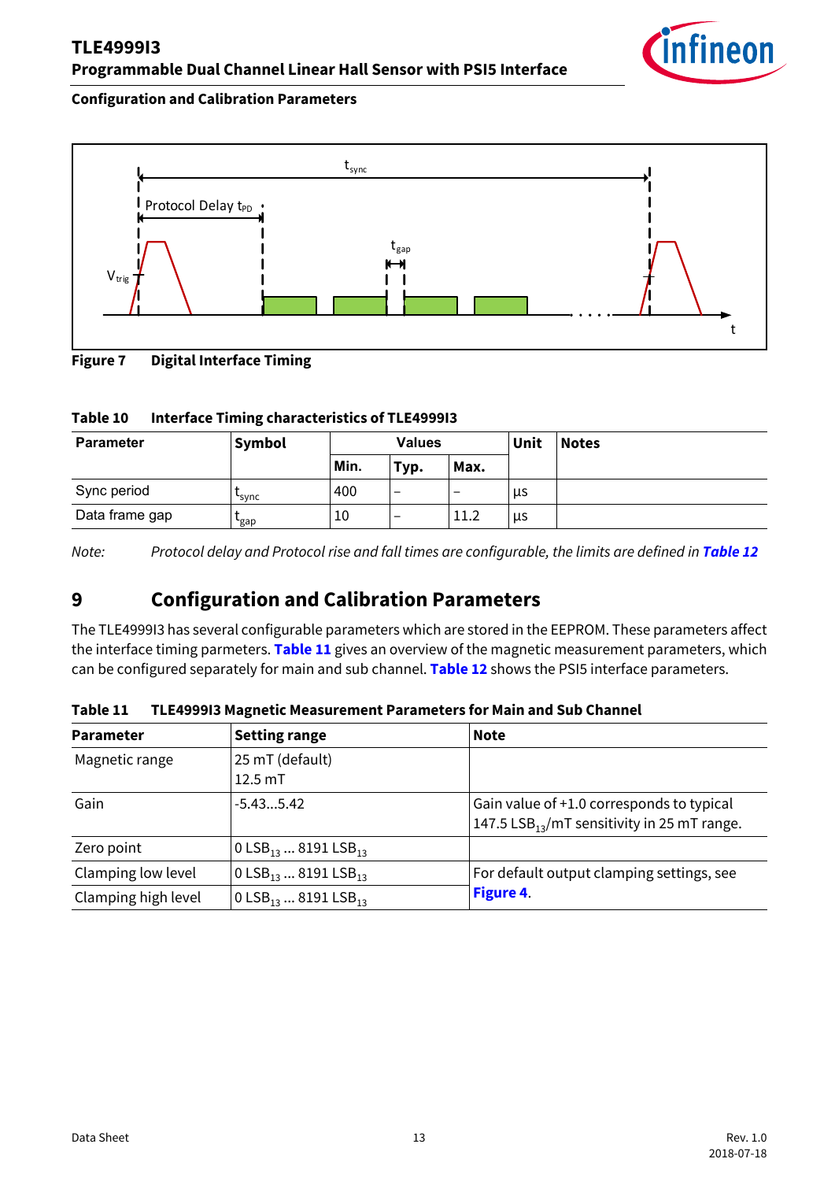**Figure 7 Digital Interface Timing**

**Table 10 Interface Timing characteristics of TLE4999I3**

| Parameter | Symbol | Values | | | Unit | Notes |
|---|---|---|---|---|---|---|
| | | Min. | Typ. | Max. | | |
| Sync period | $t_{sync}$ | 400 | – | – | µs | |
| Data frame gap | $t_{gap}$ | 10 | – | 11.2 | µs | |

*Note: Protocol delay and Protocol rise and fall times are configurable, the limits are defined in **Table 12***

# 9 Configuration and Calibration Parameters

The TLE4999I3 has several configurable parameters which are stored in the EEPROM. These parameters affect the interface timing parmeters. **Table 11** gives an overview of the magnetic measurement parameters, which can be configured separately for main and sub channel. **Table 12** shows the PSI5 interface parameters.

**Table 11 TLE4999I3 Magnetic Measurement Parameters for Main and Sub Channel**

| Parameter | Setting range | Note |
|---|---|---|
| Magnetic range | 25 mT (default)<br>12.5 mT | |
| Gain | -5.43...5.42 | Gain value of +1.0 corresponds to typical 147.5 $LSB_{13}$/mT sensitivity in 25 mT range. |
| Zero point | 0 $LSB_{13}$ ... 8191 $LSB_{13}$ | |
| Clamping low level | 0 $LSB_{13}$ ... 8191 $LSB_{13}$ | For default output clamping settings, see **Figure 4**. |
| Clamping high level | 0 $LSB_{13}$ ... 8191 $LSB_{13}$ | |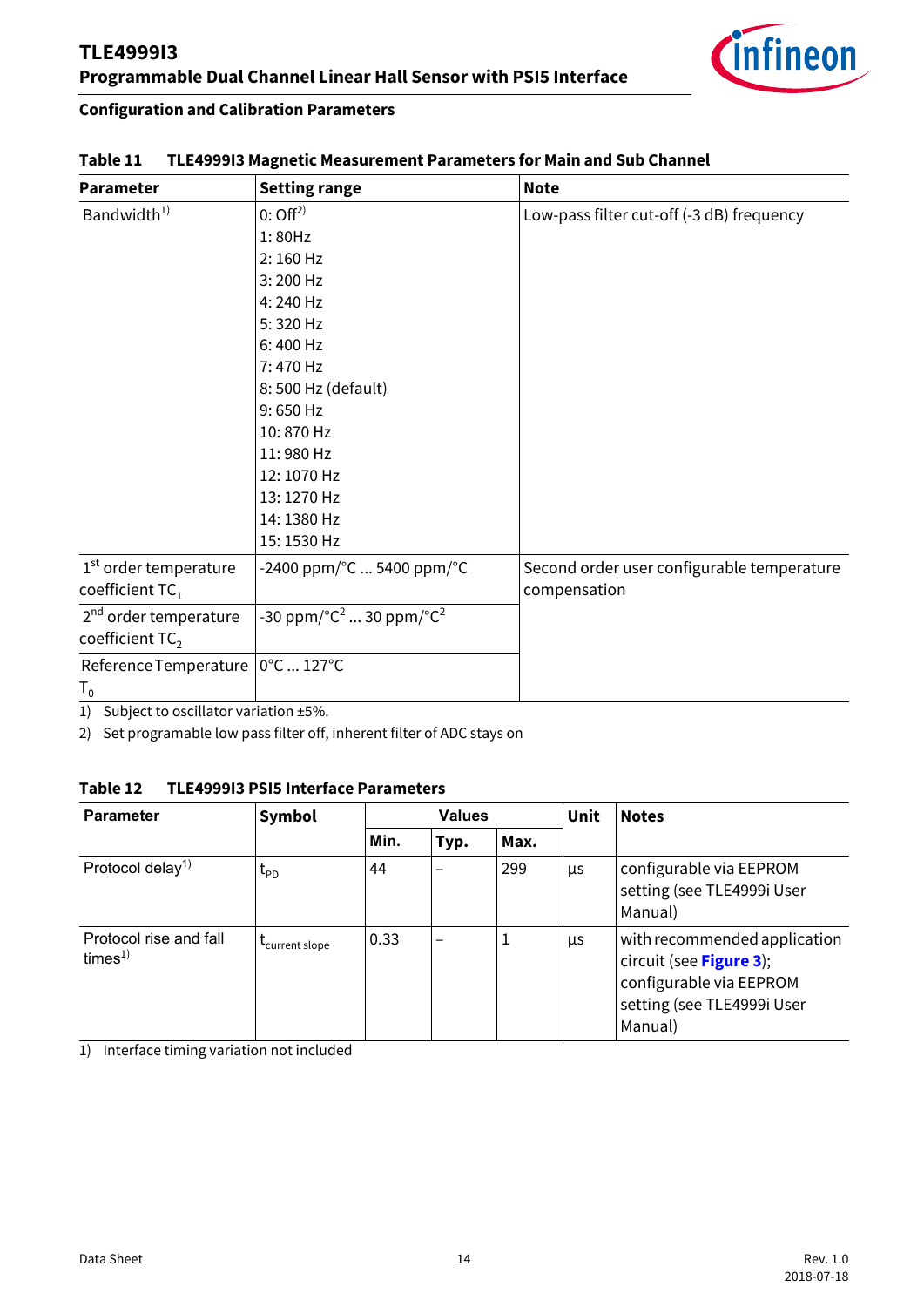## Configuration and Calibration Parameters

**Table 11 TLE4999I3 Magnetic Measurement Parameters for Main and Sub Channel**

| Parameter | Setting range | Note |
|---|---|---|
| Bandwidth[1] | 0: Off[2]<br>1: 80Hz<br>2: 160 Hz<br>3: 200 Hz<br>4: 240 Hz<br>5: 320 Hz<br>6: 400 Hz<br>7: 470 Hz<br>8: 500 Hz (default)<br>9: 650 Hz<br>10: 870 Hz<br>11: 980 Hz<br>12: 1070 Hz<br>13: 1270 Hz<br>14: 1380 Hz<br>15: 1530 Hz | Low-pass filter cut-off (-3 dB) frequency |
| 1st order temperature coefficient $TC_1$ | -2400 ppm/°C ... 5400 ppm/°C | Second order user configurable temperature compensation |
| 2nd order temperature coefficient $TC_2$ | -30 ppm/°C² ... 30 ppm/°C² | |
| Reference Temperature $T_0$ | 0°C ... 127°C | |

1) Subject to oscillator variation ±5%.

2) Set programable low pass filter off, inherent filter of ADC stays on

**Table 12 TLE4999I3 PSI5 Interface Parameters**

| Parameter | Symbol | Values | | | Unit | Notes |
|---|---|---|---|---|---|---|
| | | Min. | Typ. | Max. | | |
| Protocol delay[1] | $t_{PD}$ | 44 | – | 299 | µs | configurable via EEPROM setting (see TLE4999i User Manual) |
| Protocol rise and fall times[1] | $t_{current\ slope}$ | 0.33 | – | 1 | µs | with recommended application circuit (see **Figure 3**); configurable via EEPROM setting (see TLE4999i User Manual) |

1) Interface timing variation not included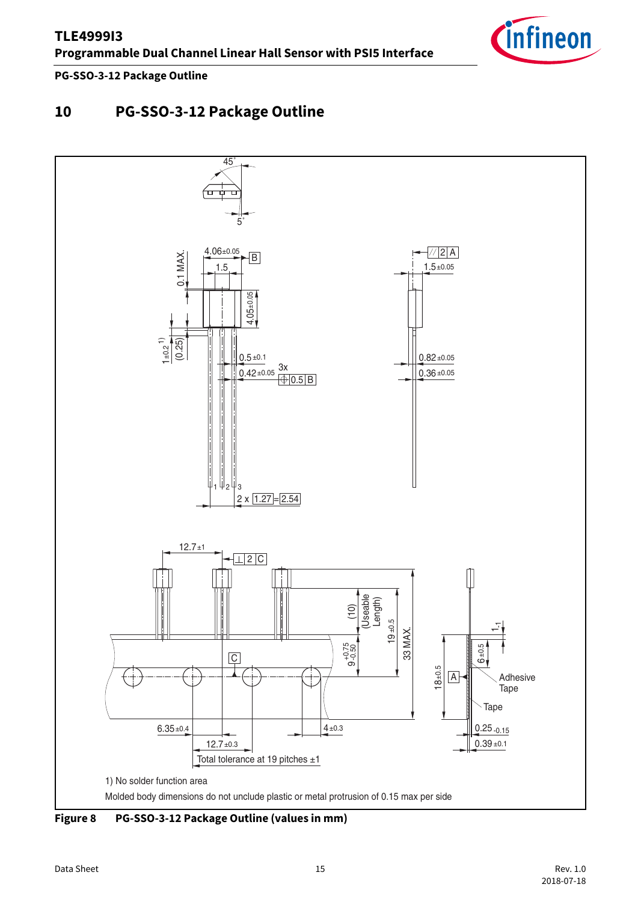# 10 PG-SSO-3-12 Package Outline

1) No solder function area

Molded body dimensions do not unclude plastic or metal protrusion of 0.15 max per side

**Figure 8 PG-SSO-3-12 Package Outline (values in mm)**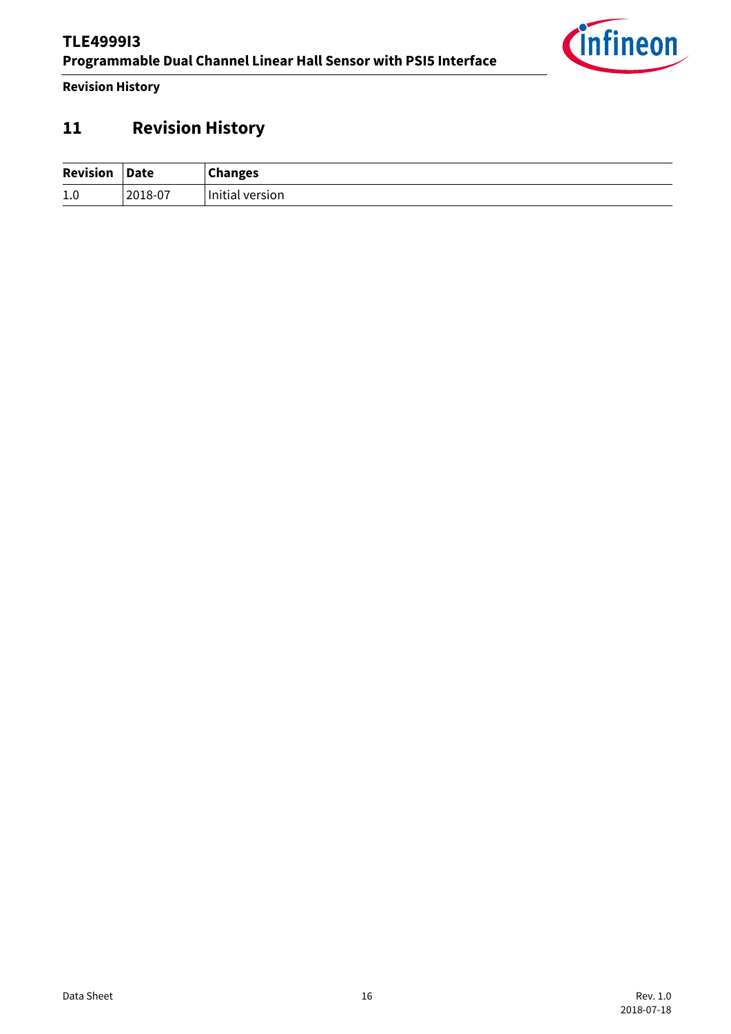# 11 Revision History

| Revision | Date | Changes |
| --- | --- | --- |
| 1.0 | 2018-07 | Initial version |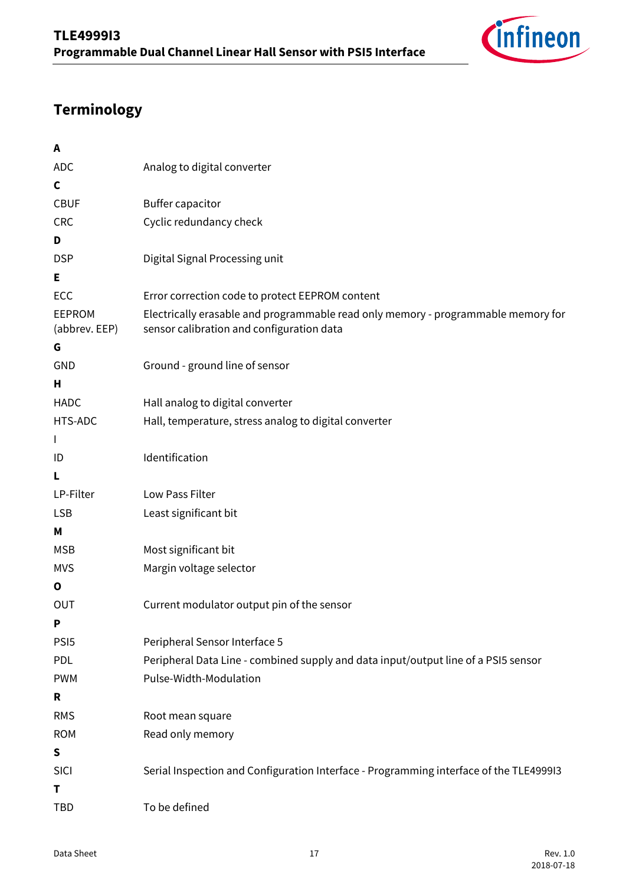# Terminology

**A**

| | |
|---|---|
| ADC | Analog to digital converter |

**C**

| | |
|---|---|
| CBUF | Buffer capacitor |
| CRC | Cyclic redundancy check |

**D**

| | |
|---|---|
| DSP | Digital Signal Processing unit |

**E**

| | |
|---|---|
| ECC | Error correction code to protect EEPROM content |
| EEPROM (abbrev. EEP) | Electrically erasable and programmable read only memory - programmable memory for sensor calibration and configuration data |

**G**

| | |
|---|---|
| GND | Ground - ground line of sensor |

**H**

| | |
|---|---|
| HADC | Hall analog to digital converter |
| HTS-ADC | Hall, temperature, stress analog to digital converter |

**I**

| | |
|---|---|
| ID | Identification |

**L**

| | |
|---|---|
| LP-Filter | Low Pass Filter |
| LSB | Least significant bit |

**M**

| | |
|---|---|
| MSB | Most significant bit |
| MVS | Margin voltage selector |

**O**

| | |
|---|---|
| OUT | Current modulator output pin of the sensor |

**P**

| | |
|---|---|
| PSI5 | Peripheral Sensor Interface 5 |
| PDL | Peripheral Data Line - combined supply and data input/output line of a PSI5 sensor |
| PWM | Pulse-Width-Modulation |

**R**

| | |
|---|---|
| RMS | Root mean square |
| ROM | Read only memory |

**S**

| | |
|---|---|
| SICI | Serial Inspection and Configuration Interface - Programming interface of the TLE4999I3 |

**T**

| | |
|---|---|
| TBD | To be defined |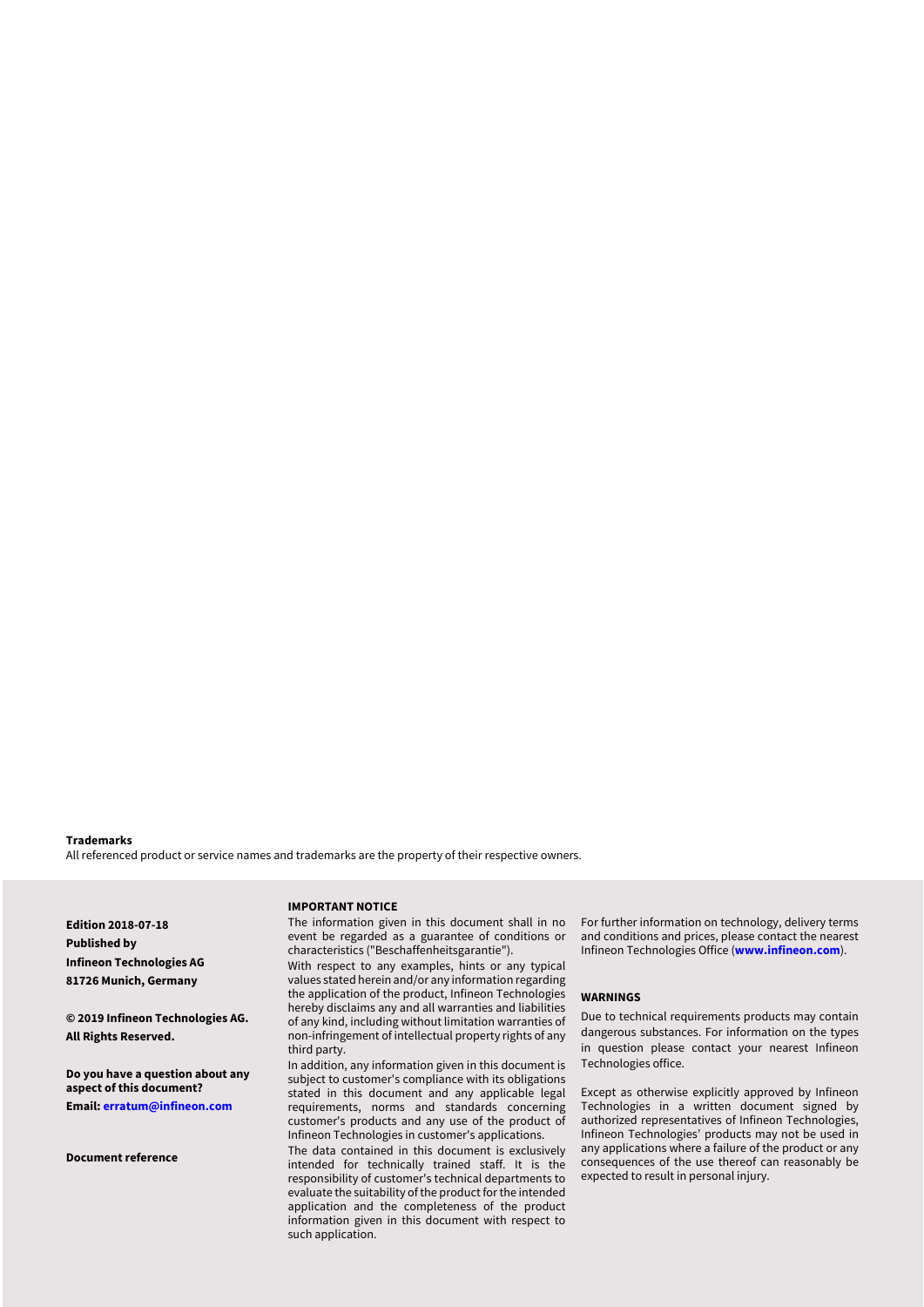**Trademarks**

All referenced product or service names and trademarks are the property of their respective owners.

**Edition 2018-07-18**
**Published by**
**Infineon Technologies AG**
**81726 Munich, Germany**

**© 2019 Infineon Technologies AG.**
**All Rights Reserved.**

**Do you have a question about any aspect of this document?**
**Email: erratum@infineon.com**

**Document reference**

**IMPORTANT NOTICE**

The information given in this document shall in no event be regarded as a guarantee of conditions or characteristics ("Beschaffenheitsgarantie").

With respect to any examples, hints or any typical values stated herein and/or any information regarding the application of the product, Infineon Technologies hereby disclaims any and all warranties and liabilities of any kind, including without limitation warranties of non-infringement of intellectual property rights of any third party.

In addition, any information given in this document is subject to customer's compliance with its obligations stated in this document and any applicable legal requirements, norms and standards concerning customer's products and any use of the product of Infineon Technologies in customer's applications.

The data contained in this document is exclusively intended for technically trained staff. It is the responsibility of customer's technical departments to evaluate the suitability of the product for the intended application and the completeness of the product information given in this document with respect to such application.

For further information on technology, delivery terms and conditions and prices, please contact the nearest Infineon Technologies Office (**www.infineon.com**).

**WARNINGS**

Due to technical requirements products may contain dangerous substances. For information on the types in question please contact your nearest Infineon Technologies office.

Except as otherwise explicitly approved by Infineon Technologies in a written document signed by authorized representatives of Infineon Technologies, Infineon Technologies' products may not be used in any applications where a failure of the product or any consequences of the use thereof can reasonably be expected to result in personal injury.